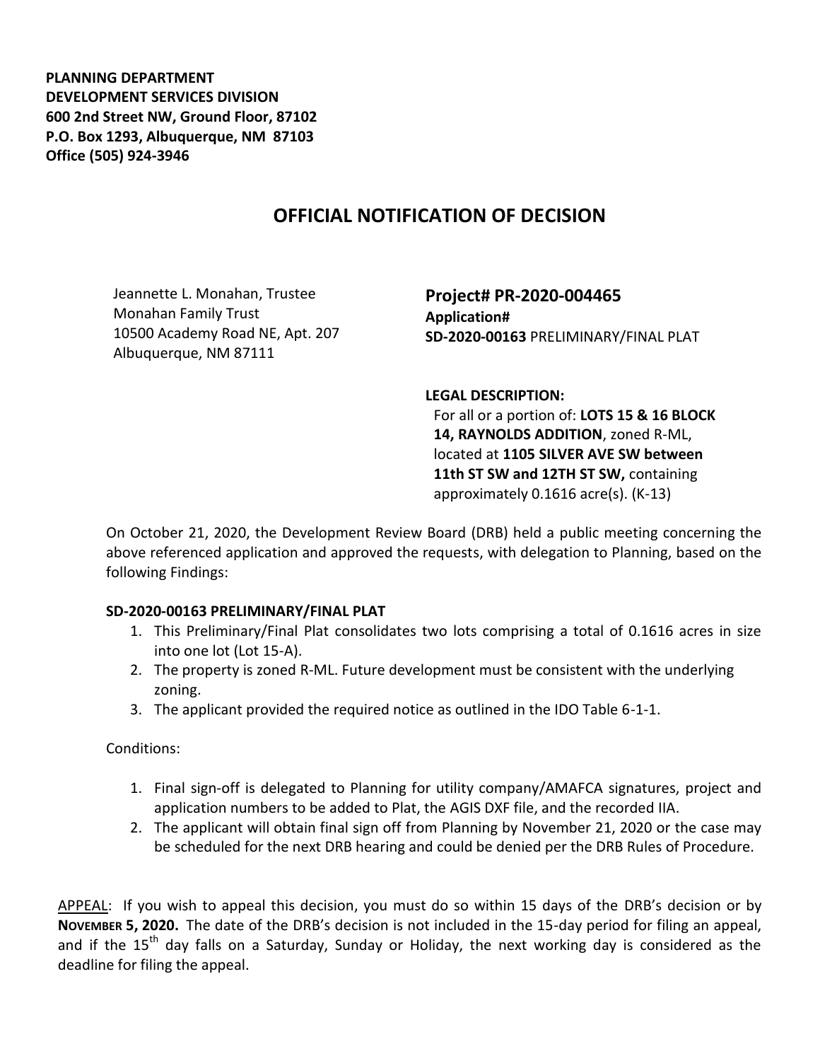**PLANNING DEPARTMENT**
**DEVELOPMENT SERVICES DIVISION**
**600 2nd Street NW, Ground Floor, 87102**
**P.O. Box 1293, Albuquerque, NM 87103**
**Office (505) 924-3946**

# OFFICIAL NOTIFICATION OF DECISION

Jeannette L. Monahan, Trustee
Monahan Family Trust
10500 Academy Road NE, Apt. 207
Albuquerque, NM 87111

**Project# PR-2020-004465**
**Application#**
**SD-2020-00163** PRELIMINARY/FINAL PLAT

**LEGAL DESCRIPTION:**
For all or a portion of: **LOTS 15 & 16 BLOCK 14, RAYNOLDS ADDITION**, zoned R-ML, located at **1105 SILVER AVE SW between 11th ST SW and 12TH ST SW,** containing approximately 0.1616 acre(s). (K-13)

On October 21, 2020, the Development Review Board (DRB) held a public meeting concerning the above referenced application and approved the requests, with delegation to Planning, based on the following Findings:

**SD-2020-00163 PRELIMINARY/FINAL PLAT**

1. This Preliminary/Final Plat consolidates two lots comprising a total of 0.1616 acres in size into one lot (Lot 15-A).
2. The property is zoned R-ML. Future development must be consistent with the underlying zoning.
3. The applicant provided the required notice as outlined in the IDO Table 6-1-1.

Conditions:

1. Final sign-off is delegated to Planning for utility company/AMAFCA signatures, project and application numbers to be added to Plat, the AGIS DXF file, and the recorded IIA.
2. The applicant will obtain final sign off from Planning by November 21, 2020 or the case may be scheduled for the next DRB hearing and could be denied per the DRB Rules of Procedure.

APPEAL: If you wish to appeal this decision, you must do so within 15 days of the DRB's decision or by **NOVEMBER 5, 2020.** The date of the DRB's decision is not included in the 15-day period for filing an appeal, and if the 15th day falls on a Saturday, Sunday or Holiday, the next working day is considered as the deadline for filing the appeal.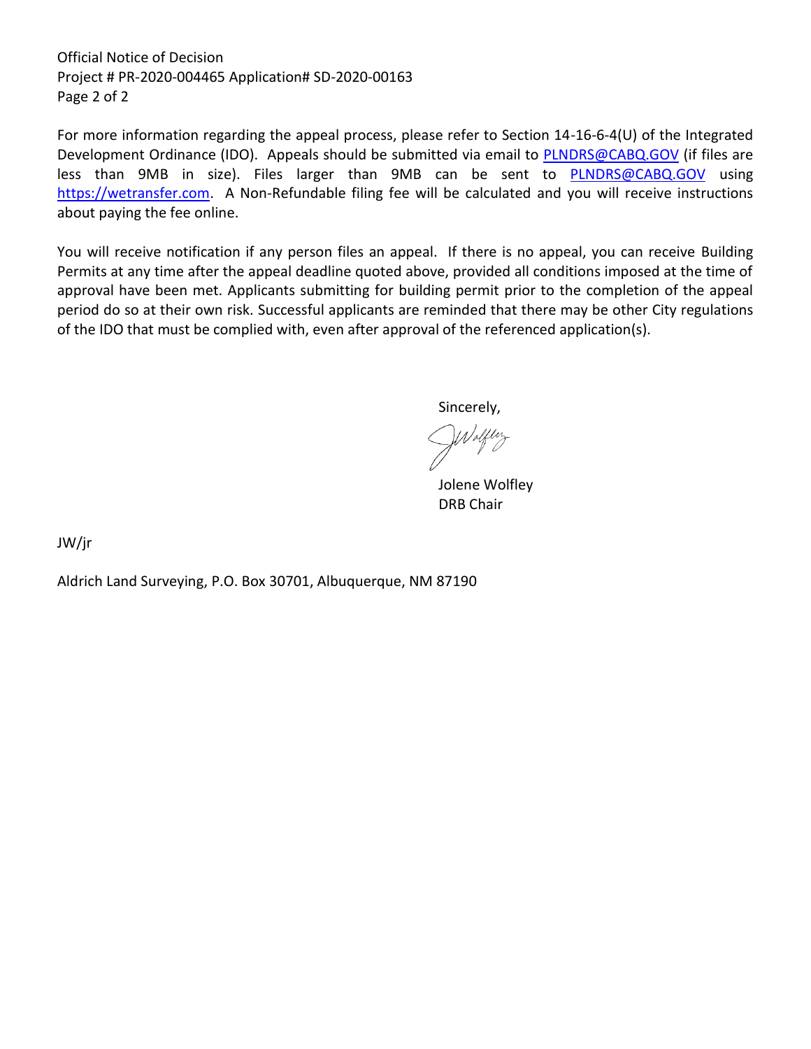For more information regarding the appeal process, please refer to Section 14-16-6-4(U) of the Integrated Development Ordinance (IDO). Appeals should be submitted via email to PLNDRS@CABQ.GOV (if files are less than 9MB in size). Files larger than 9MB can be sent to PLNDRS@CABQ.GOV using https://wetransfer.com. A Non-Refundable filing fee will be calculated and you will receive instructions about paying the fee online.

You will receive notification if any person files an appeal. If there is no appeal, you can receive Building Permits at any time after the appeal deadline quoted above, provided all conditions imposed at the time of approval have been met. Applicants submitting for building permit prior to the completion of the appeal period do so at their own risk. Successful applicants are reminded that there may be other City regulations of the IDO that must be complied with, even after approval of the referenced application(s).

Sincerely,

Jolene Wolfley
DRB Chair

JW/jr

Aldrich Land Surveying, P.O. Box 30701, Albuquerque, NM 87190